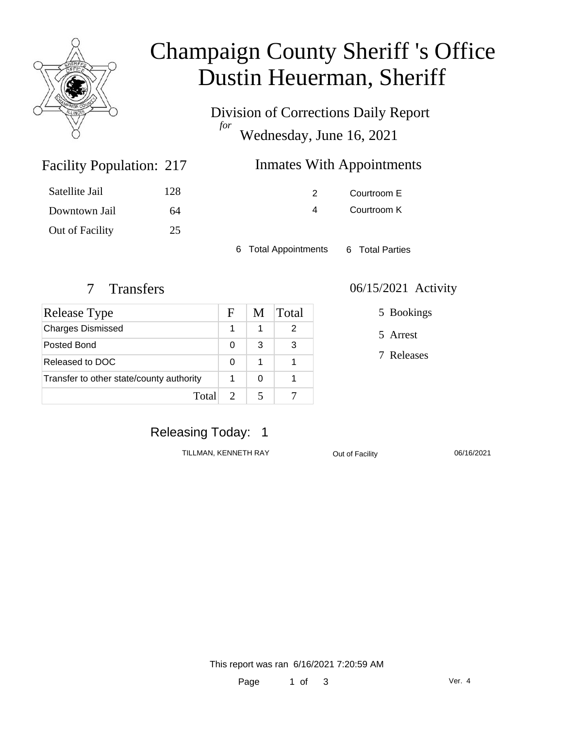# Champaign County Sheriff 's Office
# Dustin Heuerman, Sheriff

Division of Corrections Daily Report
*for*
Wednesday, June 16, 2021

## Facility Population: 217

| | |
|---|---|
| Satellite Jail | 128 |
| Downtown Jail | 64 |
| Out of Facility | 25 |

## Inmates With Appointments

| | |
|---|---|
| 2 | Courtroom E |
| 4 | Courtroom K |

6 Total Appointments 6 Total Parties

## 7 Transfers

| Release Type | F | M | Total |
|---|---|---|---|
| Charges Dismissed | 1 | 1 | 2 |
| Posted Bond | 0 | 3 | 3 |
| Released to DOC | 0 | 1 | 1 |
| Transfer to other state/county authority | 1 | 0 | 1 |
| Total | 2 | 5 | 7 |

## 06/15/2021 Activity

- 5 Bookings
- 5 Arrest
- 7 Releases

## Releasing Today: 1

| | | |
|---|---|---|
| TILLMAN, KENNETH RAY | Out of Facility | 06/16/2021 |

This report was ran 6/16/2021 7:20:59 AM

Ver. 4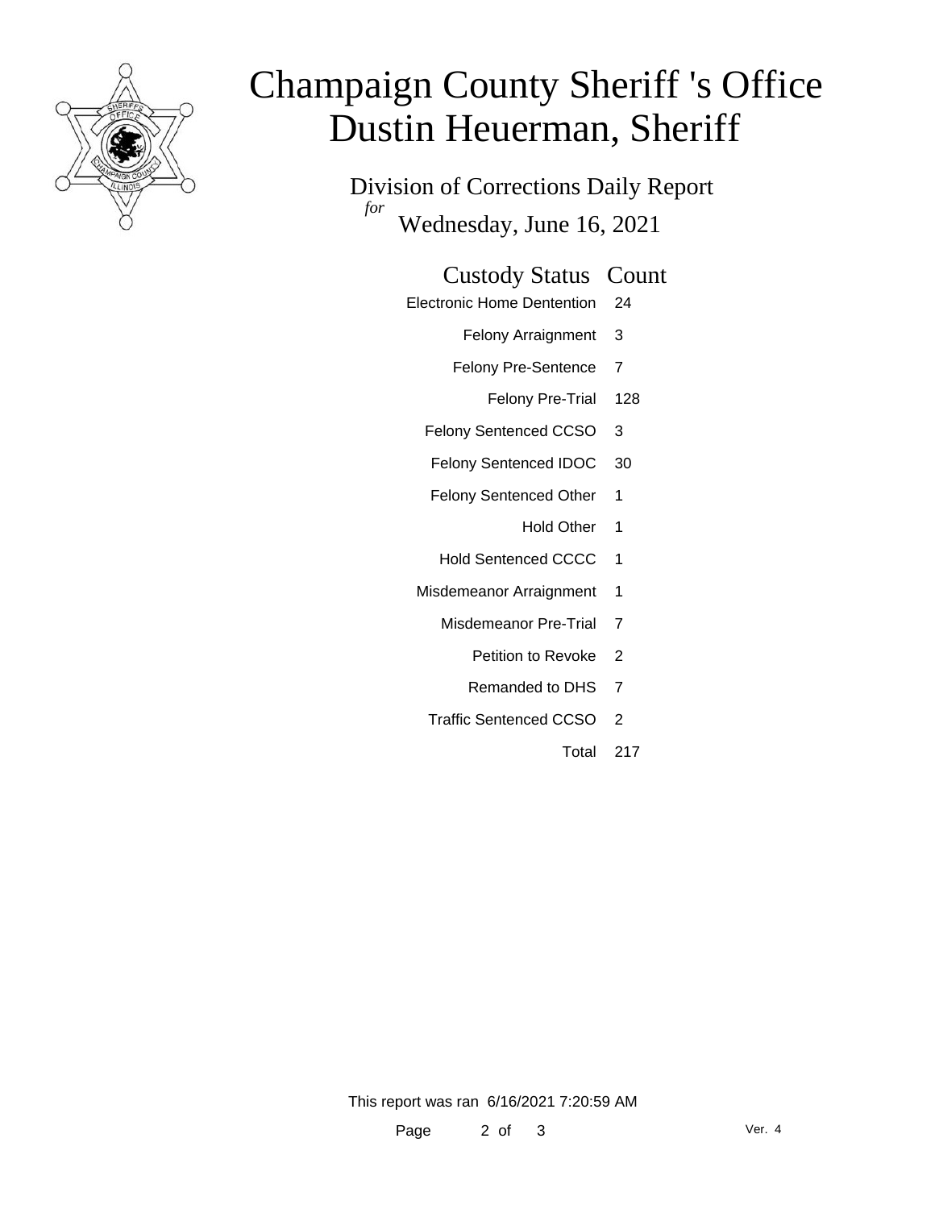# Champaign County Sheriff 's Office
# Dustin Heuerman, Sheriff

## Division of Corrections Daily Report

*for*

Wednesday, June 16, 2021

| Custody Status | Count |
|---|---|
| Electronic Home Dentention | 24 |
| Felony Arraignment | 3 |
| Felony Pre-Sentence | 7 |
| Felony Pre-Trial | 128 |
| Felony Sentenced CCSO | 3 |
| Felony Sentenced IDOC | 30 |
| Felony Sentenced Other | 1 |
| Hold Other | 1 |
| Hold Sentenced CCCC | 1 |
| Misdemeanor Arraignment | 1 |
| Misdemeanor Pre-Trial | 7 |
| Petition to Revoke | 2 |
| Remanded to DHS | 7 |
| Traffic Sentenced CCSO | 2 |
| Total | 217 |

This report was ran 6/16/2021 7:20:59 AM

Ver. 4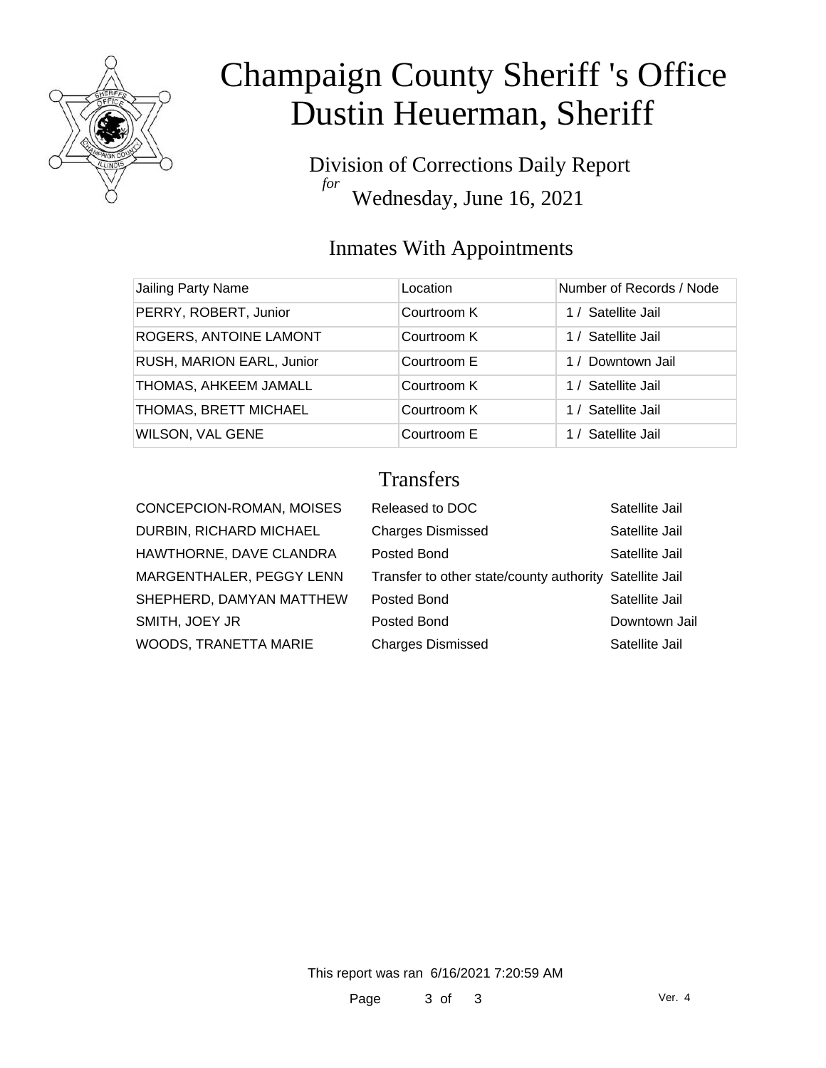# Champaign County Sheriff 's Office
# Dustin Heuerman, Sheriff

Division of Corrections Daily Report
*for*
Wednesday, June 16, 2021

## Inmates With Appointments

| Jailing Party Name | Location | Number of Records / Node |
|---|---|---|
| PERRY, ROBERT, Junior | Courtroom K | 1 / Satellite Jail |
| ROGERS, ANTOINE LAMONT | Courtroom K | 1 / Satellite Jail |
| RUSH, MARION EARL, Junior | Courtroom E | 1 / Downtown Jail |
| THOMAS, AHKEEM JAMALL | Courtroom K | 1 / Satellite Jail |
| THOMAS, BRETT MICHAEL | Courtroom K | 1 / Satellite Jail |
| WILSON, VAL GENE | Courtroom E | 1 / Satellite Jail |

## Transfers

| | | |
|---|---|---|
| CONCEPCION-ROMAN, MOISES | Released to DOC | Satellite Jail |
| DURBIN, RICHARD MICHAEL | Charges Dismissed | Satellite Jail |
| HAWTHORNE, DAVE CLANDRA | Posted Bond | Satellite Jail |
| MARGENTHALER, PEGGY LENN | Transfer to other state/county authority | Satellite Jail |
| SHEPHERD, DAMYAN MATTHEW | Posted Bond | Satellite Jail |
| SMITH, JOEY JR | Posted Bond | Downtown Jail |
| WOODS, TRANETTA MARIE | Charges Dismissed | Satellite Jail |

This report was ran 6/16/2021 7:20:59 AM

Ver. 4